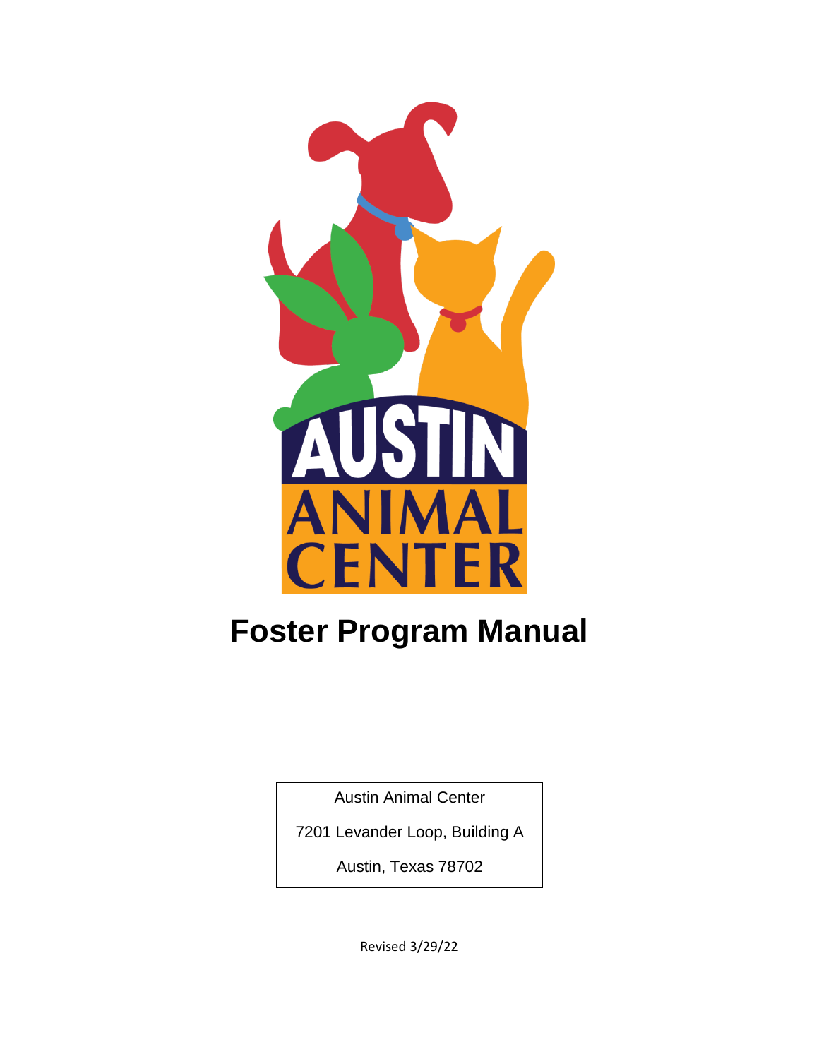# Foster Program Manual

Austin Animal Center

7201 Levander Loop, Building A

Austin, Texas 78702

Revised 3/29/22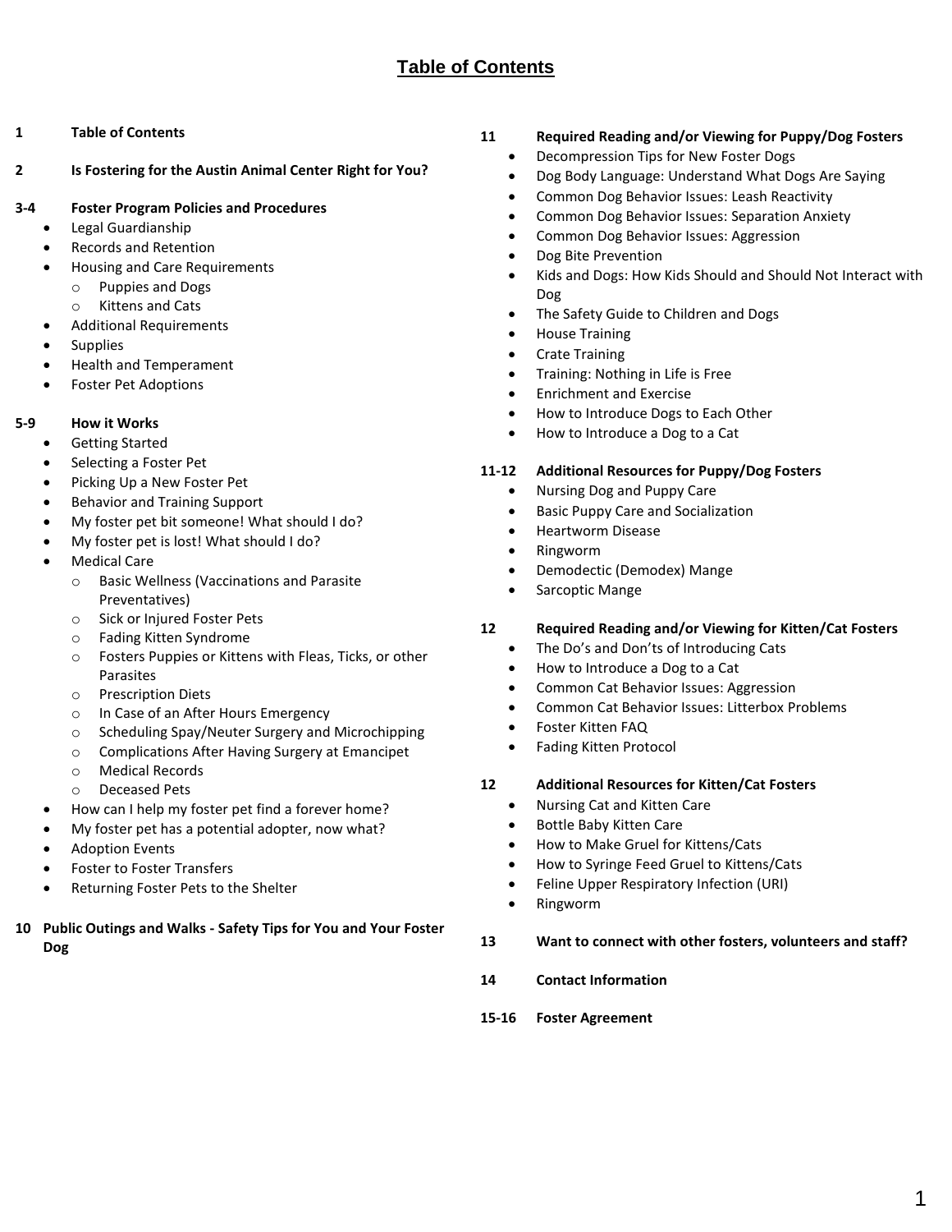# Table of Contents

**1 Table of Contents**

**2 Is Fostering for the Austin Animal Center Right for You?**

**3-4 Foster Program Policies and Procedures**

- Legal Guardianship
- Records and Retention
- Housing and Care Requirements
  - Puppies and Dogs
  - Kittens and Cats
- Additional Requirements
- Supplies
- Health and Temperament
- Foster Pet Adoptions

**5-9 How it Works**

- Getting Started
- Selecting a Foster Pet
- Picking Up a New Foster Pet
- Behavior and Training Support
- My foster pet bit someone! What should I do?
- My foster pet is lost! What should I do?
- Medical Care
  - Basic Wellness (Vaccinations and Parasite Preventatives)
  - Sick or Injured Foster Pets
  - Fading Kitten Syndrome
  - Fosters Puppies or Kittens with Fleas, Ticks, or other Parasites
  - Prescription Diets
  - In Case of an After Hours Emergency
  - Scheduling Spay/Neuter Surgery and Microchipping
  - Complications After Having Surgery at Emancipet
  - Medical Records
  - Deceased Pets
- How can I help my foster pet find a forever home?
- My foster pet has a potential adopter, now what?
- Adoption Events
- Foster to Foster Transfers
- Returning Foster Pets to the Shelter

**10 Public Outings and Walks - Safety Tips for You and Your Foster Dog**

**11 Required Reading and/or Viewing for Puppy/Dog Fosters**

- Decompression Tips for New Foster Dogs
- Dog Body Language: Understand What Dogs Are Saying
- Common Dog Behavior Issues: Leash Reactivity
- Common Dog Behavior Issues: Separation Anxiety
- Common Dog Behavior Issues: Aggression
- Dog Bite Prevention
- Kids and Dogs: How Kids Should and Should Not Interact with Dog
- The Safety Guide to Children and Dogs
- House Training
- Crate Training
- Training: Nothing in Life is Free
- Enrichment and Exercise
- How to Introduce Dogs to Each Other
- How to Introduce a Dog to a Cat

**11-12 Additional Resources for Puppy/Dog Fosters**

- Nursing Dog and Puppy Care
- Basic Puppy Care and Socialization
- Heartworm Disease
- Ringworm
- Demodectic (Demodex) Mange
- Sarcoptic Mange

**12 Required Reading and/or Viewing for Kitten/Cat Fosters**

- The Do's and Don'ts of Introducing Cats
- How to Introduce a Dog to a Cat
- Common Cat Behavior Issues: Aggression
- Common Cat Behavior Issues: Litterbox Problems
- Foster Kitten FAQ
- Fading Kitten Protocol

**12 Additional Resources for Kitten/Cat Fosters**

- Nursing Cat and Kitten Care
- Bottle Baby Kitten Care
- How to Make Gruel for Kittens/Cats
- How to Syringe Feed Gruel to Kittens/Cats
- Feline Upper Respiratory Infection (URI)
- Ringworm

**13 Want to connect with other fosters, volunteers and staff?**

**14 Contact Information**

**15-16 Foster Agreement**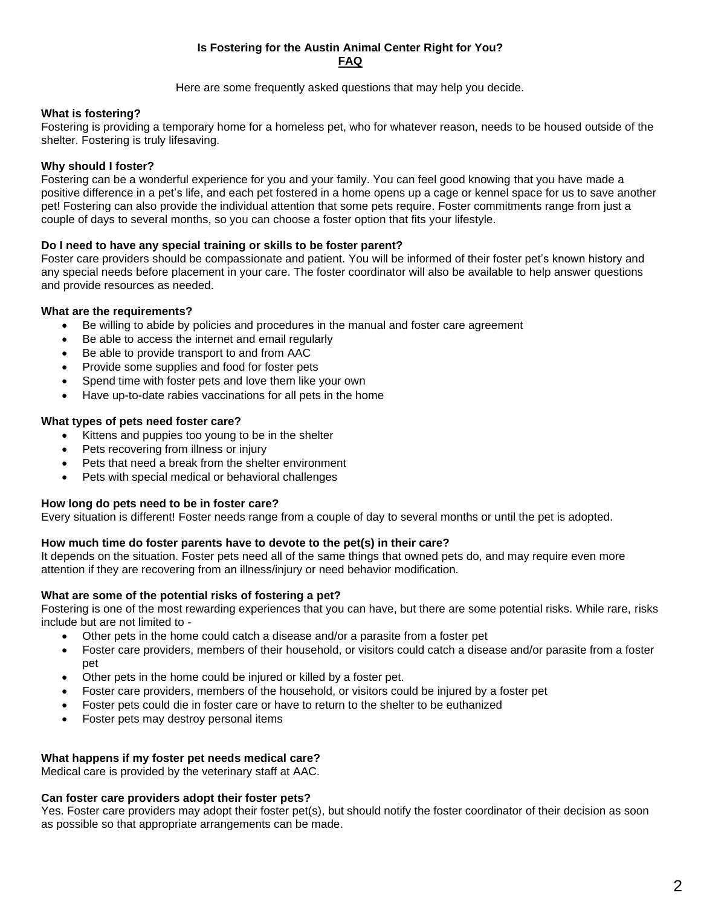# Is Fostering for the Austin Animal Center Right for You?

## FAQ

Here are some frequently asked questions that may help you decide.

**What is fostering?**
Fostering is providing a temporary home for a homeless pet, who for whatever reason, needs to be housed outside of the shelter. Fostering is truly lifesaving.

**Why should I foster?**
Fostering can be a wonderful experience for you and your family. You can feel good knowing that you have made a positive difference in a pet's life, and each pet fostered in a home opens up a cage or kennel space for us to save another pet! Fostering can also provide the individual attention that some pets require. Foster commitments range from just a couple of days to several months, so you can choose a foster option that fits your lifestyle.

**Do I need to have any special training or skills to be foster parent?**
Foster care providers should be compassionate and patient. You will be informed of their foster pet's known history and any special needs before placement in your care. The foster coordinator will also be available to help answer questions and provide resources as needed.

**What are the requirements?**

- Be willing to abide by policies and procedures in the manual and foster care agreement
- Be able to access the internet and email regularly
- Be able to provide transport to and from AAC
- Provide some supplies and food for foster pets
- Spend time with foster pets and love them like your own
- Have up-to-date rabies vaccinations for all pets in the home

**What types of pets need foster care?**

- Kittens and puppies too young to be in the shelter
- Pets recovering from illness or injury
- Pets that need a break from the shelter environment
- Pets with special medical or behavioral challenges

**How long do pets need to be in foster care?**
Every situation is different! Foster needs range from a couple of day to several months or until the pet is adopted.

**How much time do foster parents have to devote to the pet(s) in their care?**
It depends on the situation. Foster pets need all of the same things that owned pets do, and may require even more attention if they are recovering from an illness/injury or need behavior modification.

**What are some of the potential risks of fostering a pet?**
Fostering is one of the most rewarding experiences that you can have, but there are some potential risks. While rare, risks include but are not limited to -

- Other pets in the home could catch a disease and/or a parasite from a foster pet
- Foster care providers, members of their household, or visitors could catch a disease and/or parasite from a foster pet
- Other pets in the home could be injured or killed by a foster pet.
- Foster care providers, members of the household, or visitors could be injured by a foster pet
- Foster pets could die in foster care or have to return to the shelter to be euthanized
- Foster pets may destroy personal items

**What happens if my foster pet needs medical care?**
Medical care is provided by the veterinary staff at AAC.

**Can foster care providers adopt their foster pets?**
Yes. Foster care providers may adopt their foster pet(s), but should notify the foster coordinator of their decision as soon as possible so that appropriate arrangements can be made.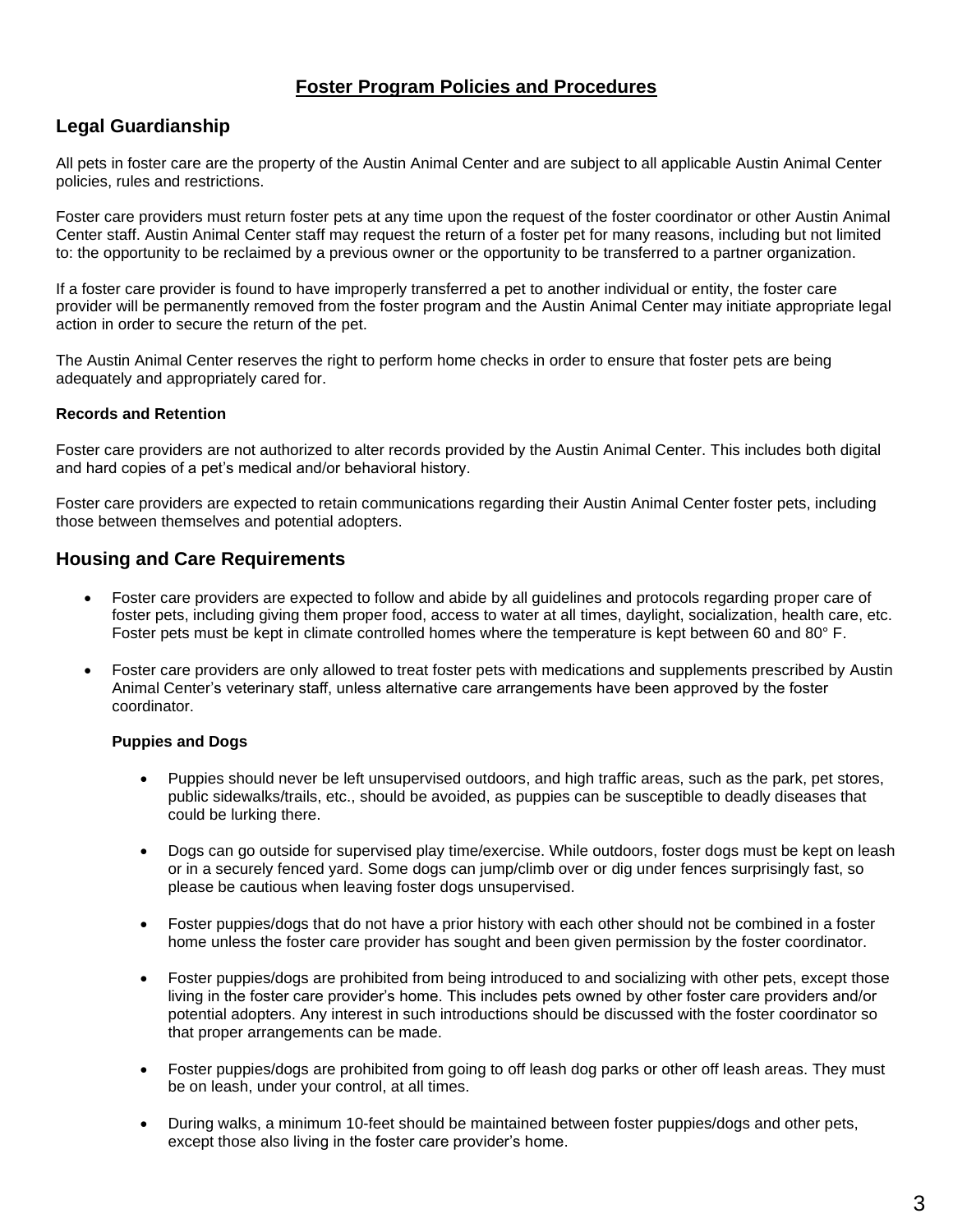# Foster Program Policies and Procedures

## Legal Guardianship

All pets in foster care are the property of the Austin Animal Center and are subject to all applicable Austin Animal Center policies, rules and restrictions.

Foster care providers must return foster pets at any time upon the request of the foster coordinator or other Austin Animal Center staff. Austin Animal Center staff may request the return of a foster pet for many reasons, including but not limited to: the opportunity to be reclaimed by a previous owner or the opportunity to be transferred to a partner organization.

If a foster care provider is found to have improperly transferred a pet to another individual or entity, the foster care provider will be permanently removed from the foster program and the Austin Animal Center may initiate appropriate legal action in order to secure the return of the pet.

The Austin Animal Center reserves the right to perform home checks in order to ensure that foster pets are being adequately and appropriately cared for.

### Records and Retention

Foster care providers are not authorized to alter records provided by the Austin Animal Center. This includes both digital and hard copies of a pet's medical and/or behavioral history.

Foster care providers are expected to retain communications regarding their Austin Animal Center foster pets, including those between themselves and potential adopters.

## Housing and Care Requirements

- Foster care providers are expected to follow and abide by all guidelines and protocols regarding proper care of foster pets, including giving them proper food, access to water at all times, daylight, socialization, health care, etc. Foster pets must be kept in climate controlled homes where the temperature is kept between 60 and 80° F.
- Foster care providers are only allowed to treat foster pets with medications and supplements prescribed by Austin Animal Center's veterinary staff, unless alternative care arrangements have been approved by the foster coordinator.

### Puppies and Dogs

- Puppies should never be left unsupervised outdoors, and high traffic areas, such as the park, pet stores, public sidewalks/trails, etc., should be avoided, as puppies can be susceptible to deadly diseases that could be lurking there.
- Dogs can go outside for supervised play time/exercise. While outdoors, foster dogs must be kept on leash or in a securely fenced yard. Some dogs can jump/climb over or dig under fences surprisingly fast, so please be cautious when leaving foster dogs unsupervised.
- Foster puppies/dogs that do not have a prior history with each other should not be combined in a foster home unless the foster care provider has sought and been given permission by the foster coordinator.
- Foster puppies/dogs are prohibited from being introduced to and socializing with other pets, except those living in the foster care provider's home. This includes pets owned by other foster care providers and/or potential adopters. Any interest in such introductions should be discussed with the foster coordinator so that proper arrangements can be made.
- Foster puppies/dogs are prohibited from going to off leash dog parks or other off leash areas. They must be on leash, under your control, at all times.
- During walks, a minimum 10-feet should be maintained between foster puppies/dogs and other pets, except those also living in the foster care provider's home.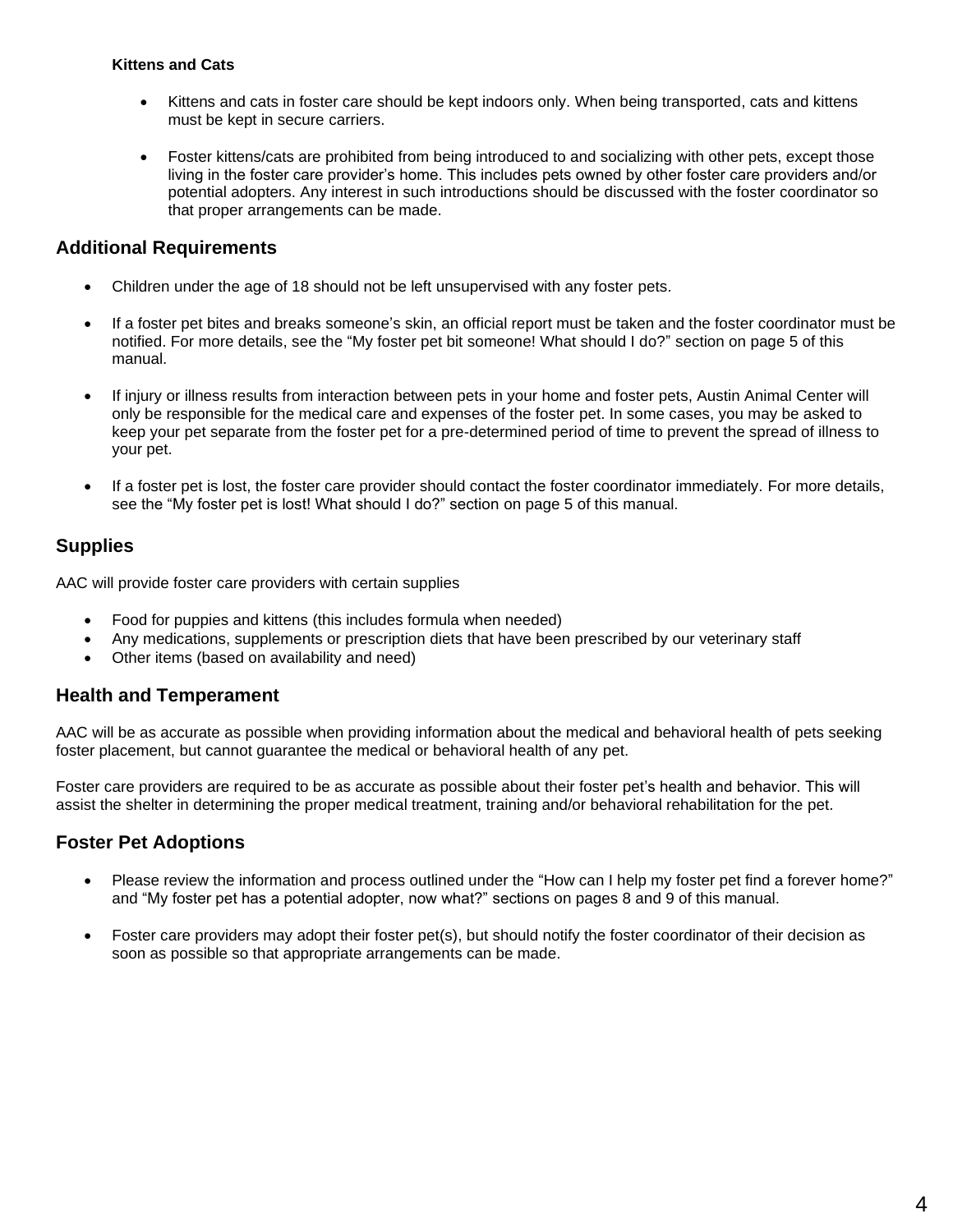**Kittens and Cats**

- Kittens and cats in foster care should be kept indoors only. When being transported, cats and kittens must be kept in secure carriers.

- Foster kittens/cats are prohibited from being introduced to and socializing with other pets, except those living in the foster care provider's home. This includes pets owned by other foster care providers and/or potential adopters. Any interest in such introductions should be discussed with the foster coordinator so that proper arrangements can be made.

## Additional Requirements

- Children under the age of 18 should not be left unsupervised with any foster pets.

- If a foster pet bites and breaks someone's skin, an official report must be taken and the foster coordinator must be notified. For more details, see the "My foster pet bit someone! What should I do?" section on page 5 of this manual.

- If injury or illness results from interaction between pets in your home and foster pets, Austin Animal Center will only be responsible for the medical care and expenses of the foster pet. In some cases, you may be asked to keep your pet separate from the foster pet for a pre-determined period of time to prevent the spread of illness to your pet.

- If a foster pet is lost, the foster care provider should contact the foster coordinator immediately. For more details, see the "My foster pet is lost! What should I do?" section on page 5 of this manual.

## Supplies

AAC will provide foster care providers with certain supplies

- Food for puppies and kittens (this includes formula when needed)
- Any medications, supplements or prescription diets that have been prescribed by our veterinary staff
- Other items (based on availability and need)

## Health and Temperament

AAC will be as accurate as possible when providing information about the medical and behavioral health of pets seeking foster placement, but cannot guarantee the medical or behavioral health of any pet.

Foster care providers are required to be as accurate as possible about their foster pet's health and behavior. This will assist the shelter in determining the proper medical treatment, training and/or behavioral rehabilitation for the pet.

## Foster Pet Adoptions

- Please review the information and process outlined under the "How can I help my foster pet find a forever home?" and "My foster pet has a potential adopter, now what?" sections on pages 8 and 9 of this manual.

- Foster care providers may adopt their foster pet(s), but should notify the foster coordinator of their decision as soon as possible so that appropriate arrangements can be made.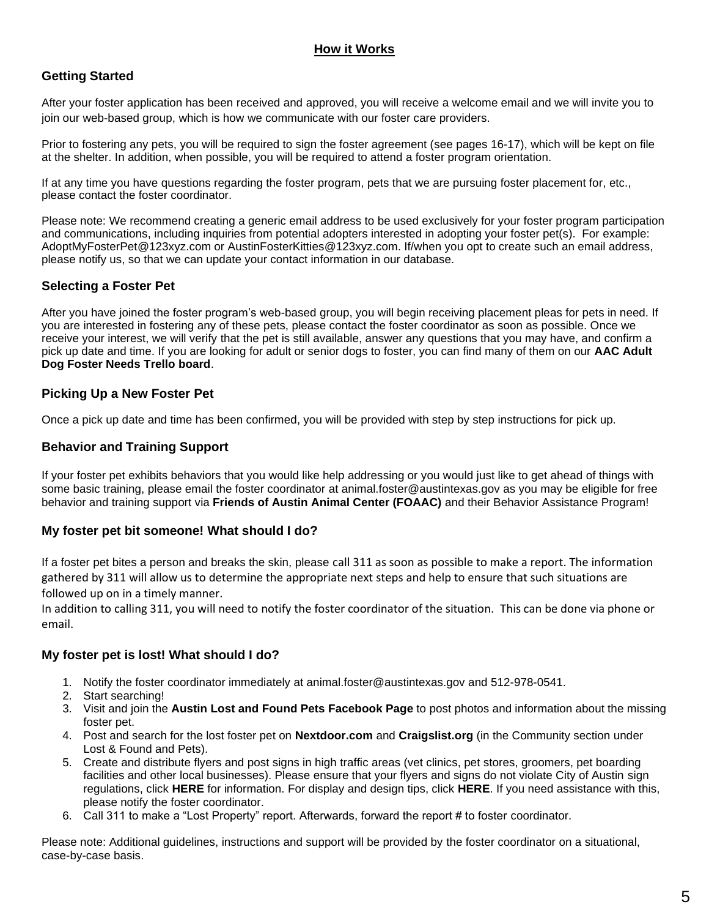## How it Works

### Getting Started

After your foster application has been received and approved, you will receive a welcome email and we will invite you to join our web-based group, which is how we communicate with our foster care providers.

Prior to fostering any pets, you will be required to sign the foster agreement (see pages 16-17), which will be kept on file at the shelter. In addition, when possible, you will be required to attend a foster program orientation.

If at any time you have questions regarding the foster program, pets that we are pursuing foster placement for, etc., please contact the foster coordinator.

Please note: We recommend creating a generic email address to be used exclusively for your foster program participation and communications, including inquiries from potential adopters interested in adopting your foster pet(s). For example: AdoptMyFosterPet@123xyz.com or AustinFosterKitties@123xyz.com. If/when you opt to create such an email address, please notify us, so that we can update your contact information in our database.

### Selecting a Foster Pet

After you have joined the foster program's web-based group, you will begin receiving placement pleas for pets in need. If you are interested in fostering any of these pets, please contact the foster coordinator as soon as possible. Once we receive your interest, we will verify that the pet is still available, answer any questions that you may have, and confirm a pick up date and time. If you are looking for adult or senior dogs to foster, you can find many of them on our **AAC Adult Dog Foster Needs Trello board**.

### Picking Up a New Foster Pet

Once a pick up date and time has been confirmed, you will be provided with step by step instructions for pick up.

### Behavior and Training Support

If your foster pet exhibits behaviors that you would like help addressing or you would just like to get ahead of things with some basic training, please email the foster coordinator at animal.foster@austintexas.gov as you may be eligible for free behavior and training support via **Friends of Austin Animal Center (FOAAC)** and their Behavior Assistance Program!

### My foster pet bit someone! What should I do?

If a foster pet bites a person and breaks the skin, please call 311 as soon as possible to make a report. The information gathered by 311 will allow us to determine the appropriate next steps and help to ensure that such situations are followed up on in a timely manner.
In addition to calling 311, you will need to notify the foster coordinator of the situation. This can be done via phone or email.

### My foster pet is lost! What should I do?

1. Notify the foster coordinator immediately at animal.foster@austintexas.gov and 512-978-0541.
2. Start searching!
3. Visit and join the **Austin Lost and Found Pets Facebook Page** to post photos and information about the missing foster pet.
4. Post and search for the lost foster pet on **Nextdoor.com** and **Craigslist.org** (in the Community section under Lost & Found and Pets).
5. Create and distribute flyers and post signs in high traffic areas (vet clinics, pet stores, groomers, pet boarding facilities and other local businesses). Please ensure that your flyers and signs do not violate City of Austin sign regulations, click **HERE** for information. For display and design tips, click **HERE**. If you need assistance with this, please notify the foster coordinator.
6. Call 311 to make a "Lost Property" report. Afterwards, forward the report # to foster coordinator.

Please note: Additional guidelines, instructions and support will be provided by the foster coordinator on a situational, case-by-case basis.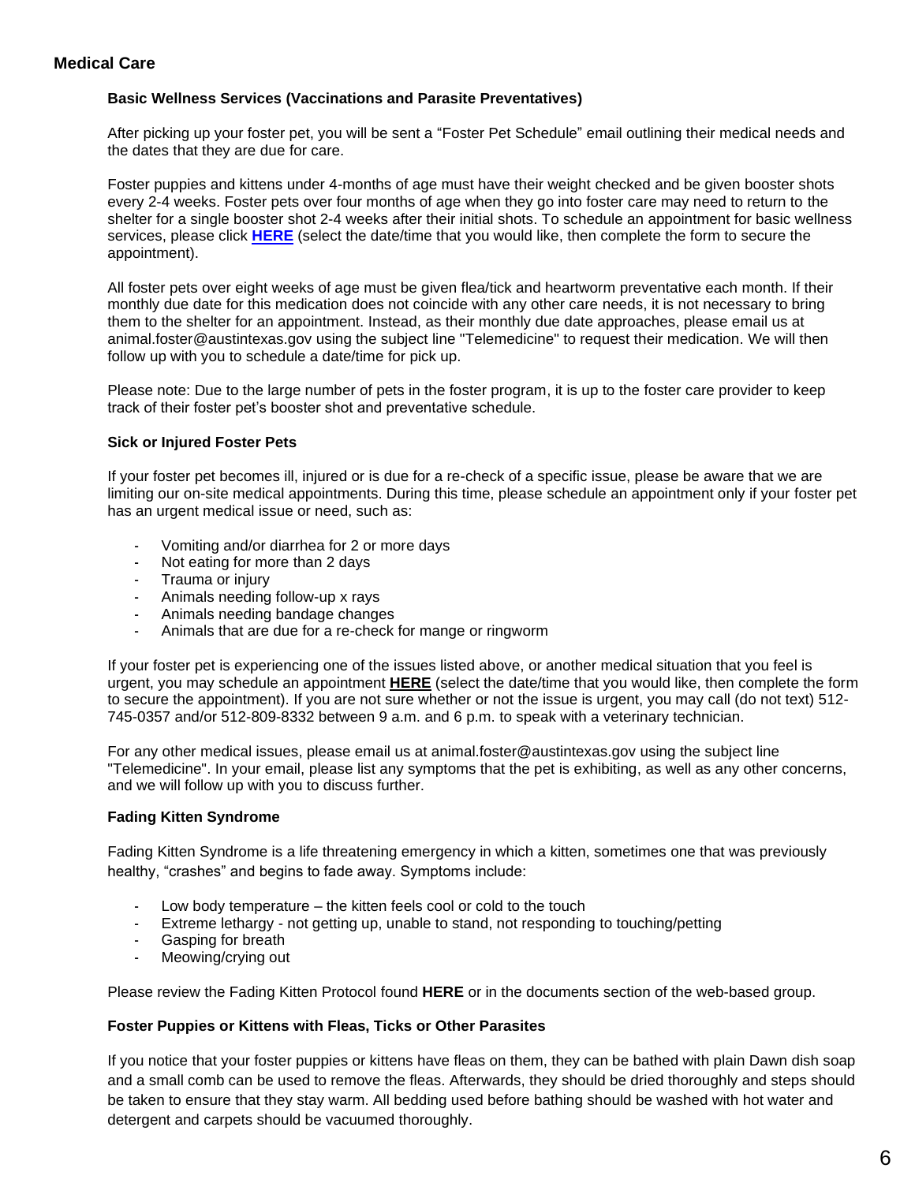## Medical Care

### Basic Wellness Services (Vaccinations and Parasite Preventatives)

After picking up your foster pet, you will be sent a “Foster Pet Schedule” email outlining their medical needs and the dates that they are due for care.

Foster puppies and kittens under 4-months of age must have their weight checked and be given booster shots every 2-4 weeks. Foster pets over four months of age when they go into foster care may need to return to the shelter for a single booster shot 2-4 weeks after their initial shots. To schedule an appointment for basic wellness services, please click **HERE** (select the date/time that you would like, then complete the form to secure the appointment).

All foster pets over eight weeks of age must be given flea/tick and heartworm preventative each month. If their monthly due date for this medication does not coincide with any other care needs, it is not necessary to bring them to the shelter for an appointment. Instead, as their monthly due date approaches, please email us at animal.foster@austintexas.gov using the subject line "Telemedicine" to request their medication. We will then follow up with you to schedule a date/time for pick up.

Please note: Due to the large number of pets in the foster program, it is up to the foster care provider to keep track of their foster pet’s booster shot and preventative schedule.

### Sick or Injured Foster Pets

If your foster pet becomes ill, injured or is due for a re-check of a specific issue, please be aware that we are limiting our on-site medical appointments. During this time, please schedule an appointment only if your foster pet has an urgent medical issue or need, such as:

- Vomiting and/or diarrhea for 2 or more days
- Not eating for more than 2 days
- Trauma or injury
- Animals needing follow-up x rays
- Animals needing bandage changes
- Animals that are due for a re-check for mange or ringworm

If your foster pet is experiencing one of the issues listed above, or another medical situation that you feel is urgent, you may schedule an appointment **HERE** (select the date/time that you would like, then complete the form to secure the appointment). If you are not sure whether or not the issue is urgent, you may call (do not text) 512-745-0357 and/or 512-809-8332 between 9 a.m. and 6 p.m. to speak with a veterinary technician.

For any other medical issues, please email us at animal.foster@austintexas.gov using the subject line "Telemedicine". In your email, please list any symptoms that the pet is exhibiting, as well as any other concerns, and we will follow up with you to discuss further.

### Fading Kitten Syndrome

Fading Kitten Syndrome is a life threatening emergency in which a kitten, sometimes one that was previously healthy, “crashes” and begins to fade away. Symptoms include:

- Low body temperature – the kitten feels cool or cold to the touch
- Extreme lethargy - not getting up, unable to stand, not responding to touching/petting
- Gasping for breath
- Meowing/crying out

Please review the Fading Kitten Protocol found **HERE** or in the documents section of the web-based group.

### Foster Puppies or Kittens with Fleas, Ticks or Other Parasites

If you notice that your foster puppies or kittens have fleas on them, they can be bathed with plain Dawn dish soap and a small comb can be used to remove the fleas. Afterwards, they should be dried thoroughly and steps should be taken to ensure that they stay warm. All bedding used before bathing should be washed with hot water and detergent and carpets should be vacuumed thoroughly.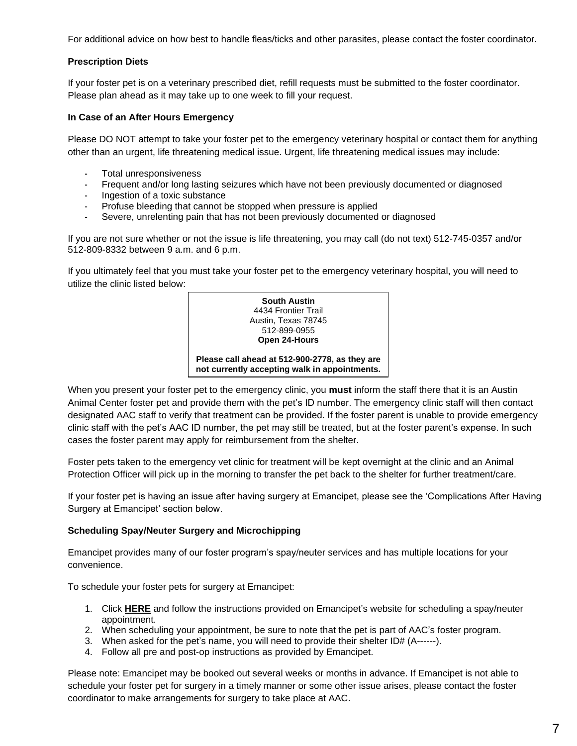For additional advice on how best to handle fleas/ticks and other parasites, please contact the foster coordinator.

**Prescription Diets**

If your foster pet is on a veterinary prescribed diet, refill requests must be submitted to the foster coordinator. Please plan ahead as it may take up to one week to fill your request.

**In Case of an After Hours Emergency**

Please DO NOT attempt to take your foster pet to the emergency veterinary hospital or contact them for anything other than an urgent, life threatening medical issue. Urgent, life threatening medical issues may include:

- Total unresponsiveness
- Frequent and/or long lasting seizures which have not been previously documented or diagnosed
- Ingestion of a toxic substance
- Profuse bleeding that cannot be stopped when pressure is applied
- Severe, unrelenting pain that has not been previously documented or diagnosed

If you are not sure whether or not the issue is life threatening, you may call (do not text) 512-745-0357 and/or 512-809-8332 between 9 a.m. and 6 p.m.

If you ultimately feel that you must take your foster pet to the emergency veterinary hospital, you will need to utilize the clinic listed below:

**South Austin**
4434 Frontier Trail
Austin, Texas 78745
512-899-0955
**Open 24-Hours**

**Please call ahead at 512-900-2778, as they are not currently accepting walk in appointments.**

When you present your foster pet to the emergency clinic, you **must** inform the staff there that it is an Austin Animal Center foster pet and provide them with the pet's ID number. The emergency clinic staff will then contact designated AAC staff to verify that treatment can be provided. If the foster parent is unable to provide emergency clinic staff with the pet's AAC ID number, the pet may still be treated, but at the foster parent's expense. In such cases the foster parent may apply for reimbursement from the shelter.

Foster pets taken to the emergency vet clinic for treatment will be kept overnight at the clinic and an Animal Protection Officer will pick up in the morning to transfer the pet back to the shelter for further treatment/care.

If your foster pet is having an issue after having surgery at Emancipet, please see the 'Complications After Having Surgery at Emancipet' section below.

**Scheduling Spay/Neuter Surgery and Microchipping**

Emancipet provides many of our foster program's spay/neuter services and has multiple locations for your convenience.

To schedule your foster pets for surgery at Emancipet:

1. Click **HERE** and follow the instructions provided on Emancipet's website for scheduling a spay/neuter appointment.
2. When scheduling your appointment, be sure to note that the pet is part of AAC's foster program.
3. When asked for the pet's name, you will need to provide their shelter ID# (A------).
4. Follow all pre and post-op instructions as provided by Emancipet.

Please note: Emancipet may be booked out several weeks or months in advance. If Emancipet is not able to schedule your foster pet for surgery in a timely manner or some other issue arises, please contact the foster coordinator to make arrangements for surgery to take place at AAC.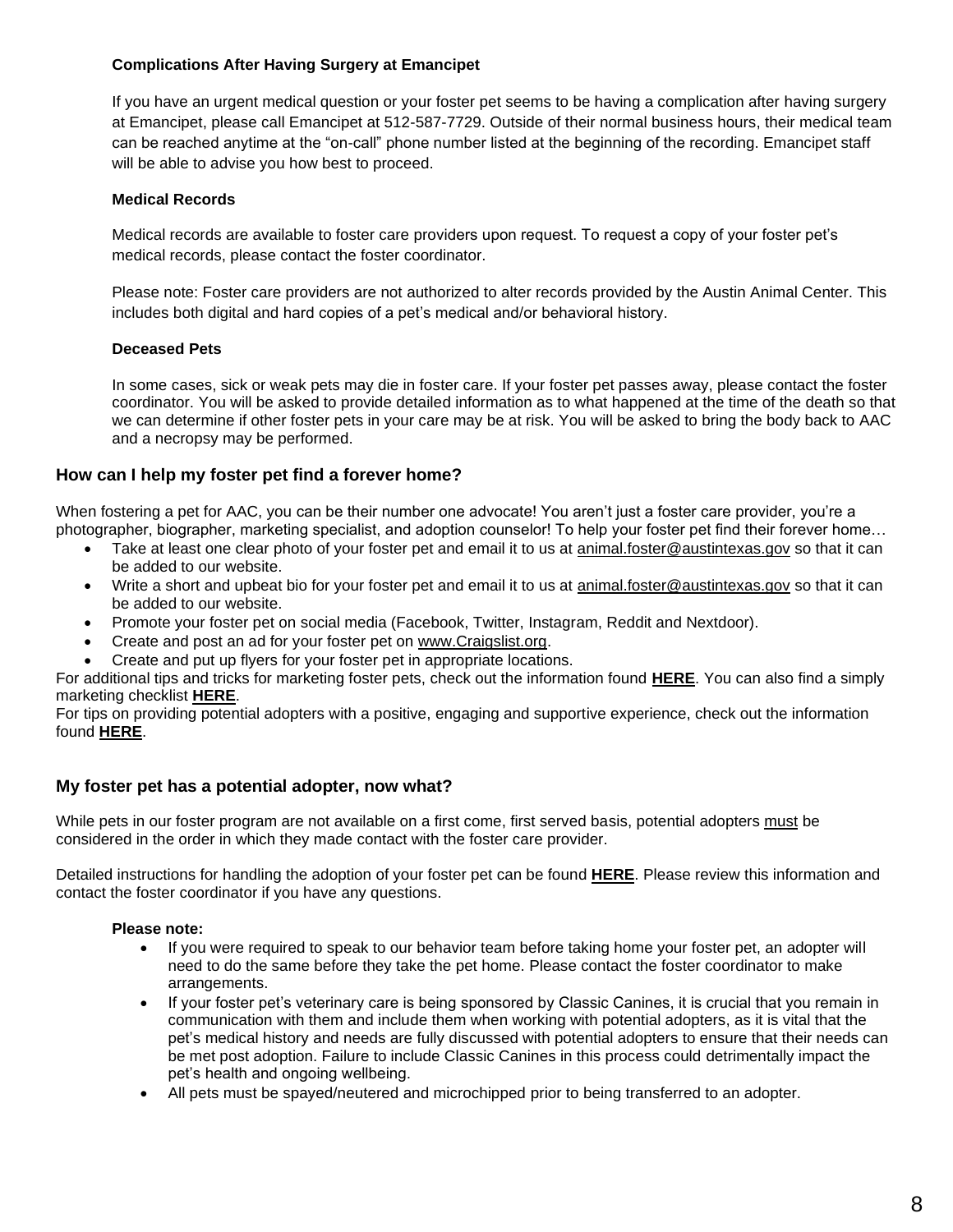### Complications After Having Surgery at Emancipet

If you have an urgent medical question or your foster pet seems to be having a complication after having surgery at Emancipet, please call Emancipet at 512-587-7729. Outside of their normal business hours, their medical team can be reached anytime at the "on-call" phone number listed at the beginning of the recording. Emancipet staff will be able to advise you how best to proceed.

### Medical Records

Medical records are available to foster care providers upon request. To request a copy of your foster pet's medical records, please contact the foster coordinator.

Please note: Foster care providers are not authorized to alter records provided by the Austin Animal Center. This includes both digital and hard copies of a pet's medical and/or behavioral history.

### Deceased Pets

In some cases, sick or weak pets may die in foster care. If your foster pet passes away, please contact the foster coordinator. You will be asked to provide detailed information as to what happened at the time of the death so that we can determine if other foster pets in your care may be at risk. You will be asked to bring the body back to AAC and a necropsy may be performed.

## How can I help my foster pet find a forever home?

When fostering a pet for AAC, you can be their number one advocate! You aren't just a foster care provider, you're a photographer, biographer, marketing specialist, and adoption counselor! To help your foster pet find their forever home…

- Take at least one clear photo of your foster pet and email it to us at animal.foster@austintexas.gov so that it can be added to our website.
- Write a short and upbeat bio for your foster pet and email it to us at animal.foster@austintexas.gov so that it can be added to our website.
- Promote your foster pet on social media (Facebook, Twitter, Instagram, Reddit and Nextdoor).
- Create and post an ad for your foster pet on www.Craigslist.org.
- Create and put up flyers for your foster pet in appropriate locations.

For additional tips and tricks for marketing foster pets, check out the information found **HERE**. You can also find a simply marketing checklist **HERE**.

For tips on providing potential adopters with a positive, engaging and supportive experience, check out the information found **HERE**.

## My foster pet has a potential adopter, now what?

While pets in our foster program are not available on a first come, first served basis, potential adopters must be considered in the order in which they made contact with the foster care provider.

Detailed instructions for handling the adoption of your foster pet can be found **HERE**. Please review this information and contact the foster coordinator if you have any questions.

**Please note:**

- If you were required to speak to our behavior team before taking home your foster pet, an adopter will need to do the same before they take the pet home. Please contact the foster coordinator to make arrangements.
- If your foster pet's veterinary care is being sponsored by Classic Canines, it is crucial that you remain in communication with them and include them when working with potential adopters, as it is vital that the pet's medical history and needs are fully discussed with potential adopters to ensure that their needs can be met post adoption. Failure to include Classic Canines in this process could detrimentally impact the pet's health and ongoing wellbeing.
- All pets must be spayed/neutered and microchipped prior to being transferred to an adopter.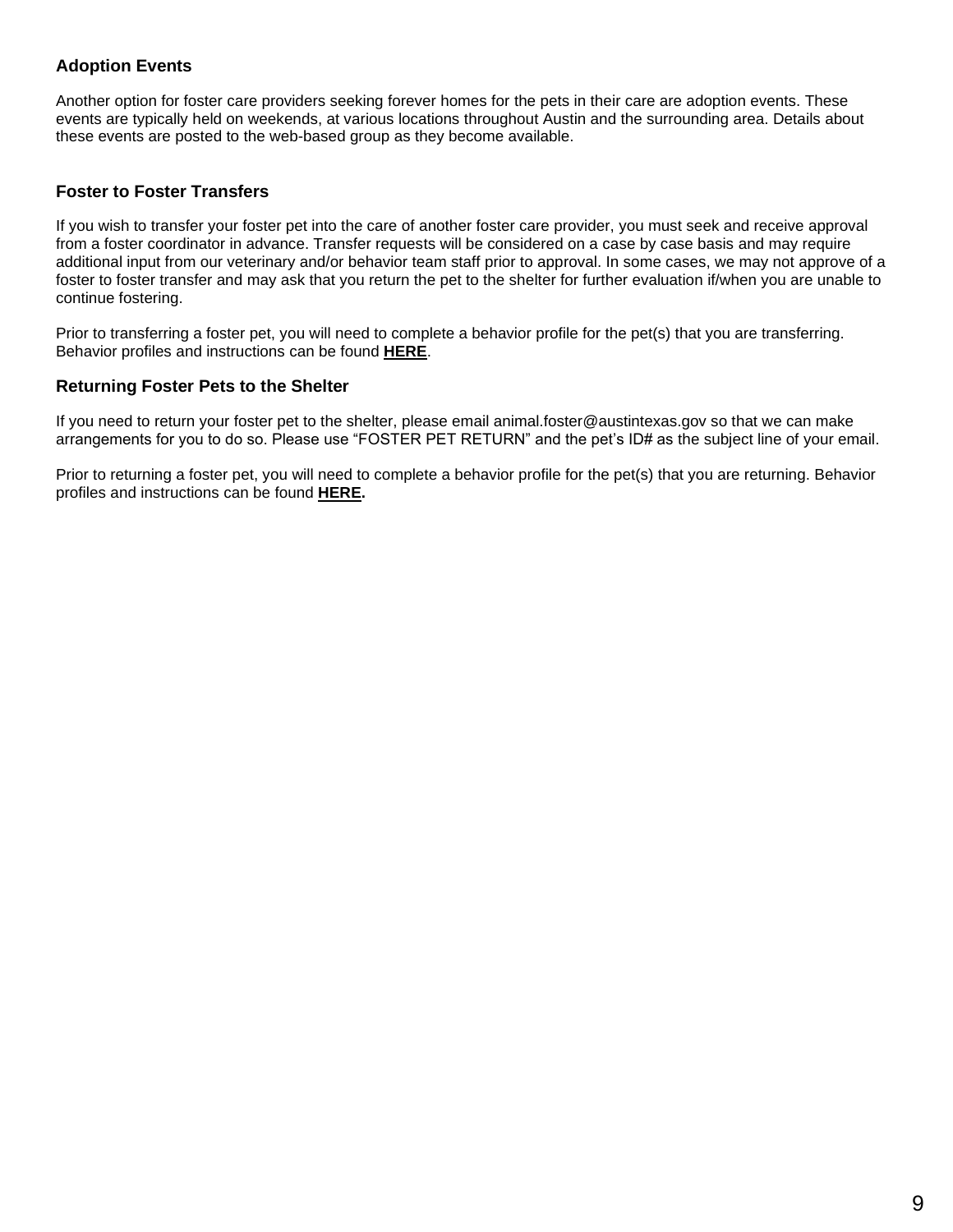### Adoption Events

Another option for foster care providers seeking forever homes for the pets in their care are adoption events. These events are typically held on weekends, at various locations throughout Austin and the surrounding area. Details about these events are posted to the web-based group as they become available.

### Foster to Foster Transfers

If you wish to transfer your foster pet into the care of another foster care provider, you must seek and receive approval from a foster coordinator in advance. Transfer requests will be considered on a case by case basis and may require additional input from our veterinary and/or behavior team staff prior to approval. In some cases, we may not approve of a foster to foster transfer and may ask that you return the pet to the shelter for further evaluation if/when you are unable to continue fostering.

Prior to transferring a foster pet, you will need to complete a behavior profile for the pet(s) that you are transferring. Behavior profiles and instructions can be found **HERE**.

### Returning Foster Pets to the Shelter

If you need to return your foster pet to the shelter, please email animal.foster@austintexas.gov so that we can make arrangements for you to do so. Please use “FOSTER PET RETURN” and the pet’s ID# as the subject line of your email.

Prior to returning a foster pet, you will need to complete a behavior profile for the pet(s) that you are returning. Behavior profiles and instructions can be found **HERE.**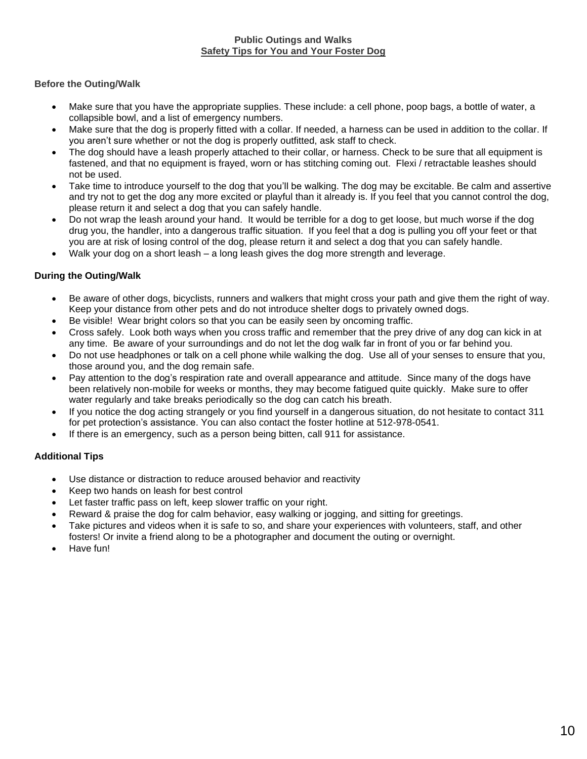# Public Outings and Walks

## Safety Tips for You and Your Foster Dog

### Before the Outing/Walk

- Make sure that you have the appropriate supplies. These include: a cell phone, poop bags, a bottle of water, a collapsible bowl, and a list of emergency numbers.
- Make sure that the dog is properly fitted with a collar. If needed, a harness can be used in addition to the collar. If you aren't sure whether or not the dog is properly outfitted, ask staff to check.
- The dog should have a leash properly attached to their collar, or harness. Check to be sure that all equipment is fastened, and that no equipment is frayed, worn or has stitching coming out. Flexi / retractable leashes should not be used.
- Take time to introduce yourself to the dog that you'll be walking. The dog may be excitable. Be calm and assertive and try not to get the dog any more excited or playful than it already is. If you feel that you cannot control the dog, please return it and select a dog that you can safely handle.
- Do not wrap the leash around your hand. It would be terrible for a dog to get loose, but much worse if the dog drug you, the handler, into a dangerous traffic situation. If you feel that a dog is pulling you off your feet or that you are at risk of losing control of the dog, please return it and select a dog that you can safely handle.
- Walk your dog on a short leash – a long leash gives the dog more strength and leverage.

### During the Outing/Walk

- Be aware of other dogs, bicyclists, runners and walkers that might cross your path and give them the right of way. Keep your distance from other pets and do not introduce shelter dogs to privately owned dogs.
- Be visible! Wear bright colors so that you can be easily seen by oncoming traffic.
- Cross safely. Look both ways when you cross traffic and remember that the prey drive of any dog can kick in at any time. Be aware of your surroundings and do not let the dog walk far in front of you or far behind you.
- Do not use headphones or talk on a cell phone while walking the dog. Use all of your senses to ensure that you, those around you, and the dog remain safe.
- Pay attention to the dog's respiration rate and overall appearance and attitude. Since many of the dogs have been relatively non-mobile for weeks or months, they may become fatigued quite quickly. Make sure to offer water regularly and take breaks periodically so the dog can catch his breath.
- If you notice the dog acting strangely or you find yourself in a dangerous situation, do not hesitate to contact 311 for pet protection's assistance. You can also contact the foster hotline at 512-978-0541.
- If there is an emergency, such as a person being bitten, call 911 for assistance.

### Additional Tips

- Use distance or distraction to reduce aroused behavior and reactivity
- Keep two hands on leash for best control
- Let faster traffic pass on left, keep slower traffic on your right.
- Reward & praise the dog for calm behavior, easy walking or jogging, and sitting for greetings.
- Take pictures and videos when it is safe to so, and share your experiences with volunteers, staff, and other fosters! Or invite a friend along to be a photographer and document the outing or overnight.
- Have fun!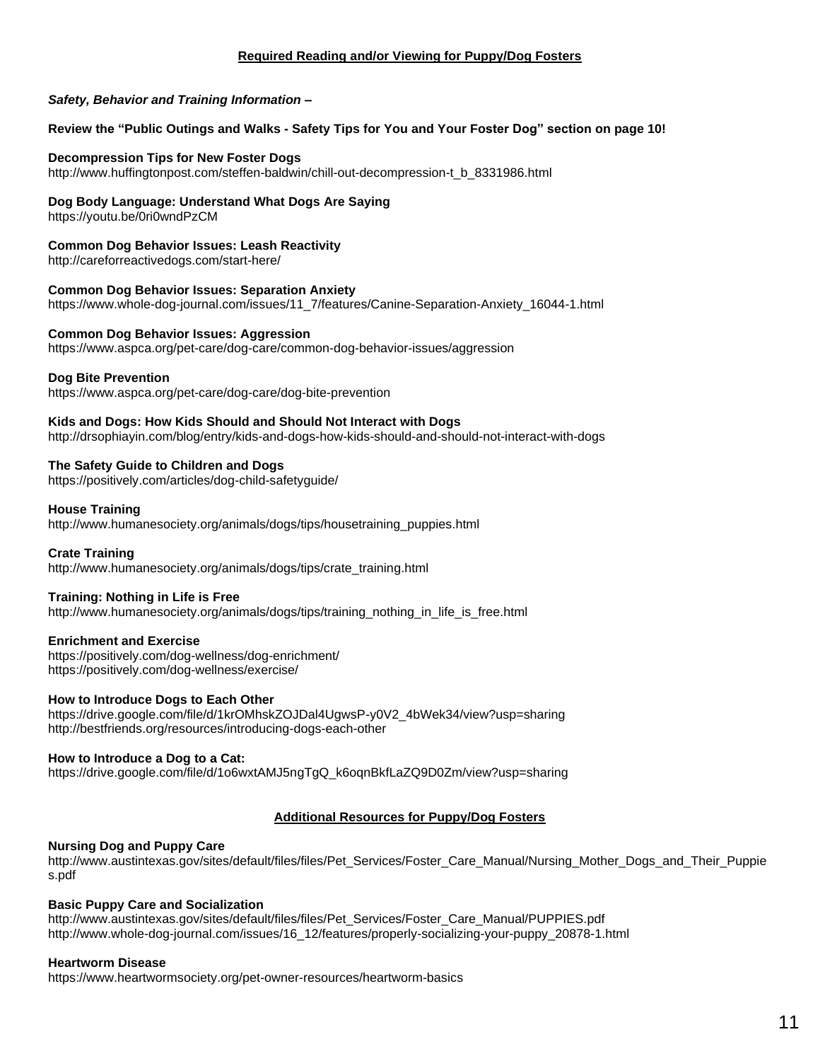## Required Reading and/or Viewing for Puppy/Dog Fosters

***Safety, Behavior and Training Information –***

**Review the "Public Outings and Walks - Safety Tips for You and Your Foster Dog" section on page 10!**

**Decompression Tips for New Foster Dogs**
http://www.huffingtonpost.com/steffen-baldwin/chill-out-decompression-t_b_8331986.html

**Dog Body Language: Understand What Dogs Are Saying**
https://youtu.be/0ri0wndPzCM

**Common Dog Behavior Issues: Leash Reactivity**
http://careforreactivedogs.com/start-here/

**Common Dog Behavior Issues: Separation Anxiety**
https://www.whole-dog-journal.com/issues/11_7/features/Canine-Separation-Anxiety_16044-1.html

**Common Dog Behavior Issues: Aggression**
https://www.aspca.org/pet-care/dog-care/common-dog-behavior-issues/aggression

**Dog Bite Prevention**
https://www.aspca.org/pet-care/dog-care/dog-bite-prevention

**Kids and Dogs: How Kids Should and Should Not Interact with Dogs**
http://drsophiayin.com/blog/entry/kids-and-dogs-how-kids-should-and-should-not-interact-with-dogs

**The Safety Guide to Children and Dogs**
https://positively.com/articles/dog-child-safetyguide/

**House Training**
http://www.humanesociety.org/animals/dogs/tips/housetraining_puppies.html

**Crate Training**
http://www.humanesociety.org/animals/dogs/tips/crate_training.html

**Training: Nothing in Life is Free**
http://www.humanesociety.org/animals/dogs/tips/training_nothing_in_life_is_free.html

**Enrichment and Exercise**
https://positively.com/dog-wellness/dog-enrichment/
https://positively.com/dog-wellness/exercise/

**How to Introduce Dogs to Each Other**
https://drive.google.com/file/d/1krOMhskZOJDal4UgwsP-y0V2_4bWek34/view?usp=sharing
http://bestfriends.org/resources/introducing-dogs-each-other

**How to Introduce a Dog to a Cat:**
https://drive.google.com/file/d/1o6wxtAMJ5ngTgQ_k6oqnBkfLaZQ9D0Zm/view?usp=sharing

## Additional Resources for Puppy/Dog Fosters

**Nursing Dog and Puppy Care**
http://www.austintexas.gov/sites/default/files/files/Pet_Services/Foster_Care_Manual/Nursing_Mother_Dogs_and_Their_Puppies.pdf

**Basic Puppy Care and Socialization**
http://www.austintexas.gov/sites/default/files/files/Pet_Services/Foster_Care_Manual/PUPPIES.pdf
http://www.whole-dog-journal.com/issues/16_12/features/properly-socializing-your-puppy_20878-1.html

**Heartworm Disease**
https://www.heartwormsociety.org/pet-owner-resources/heartworm-basics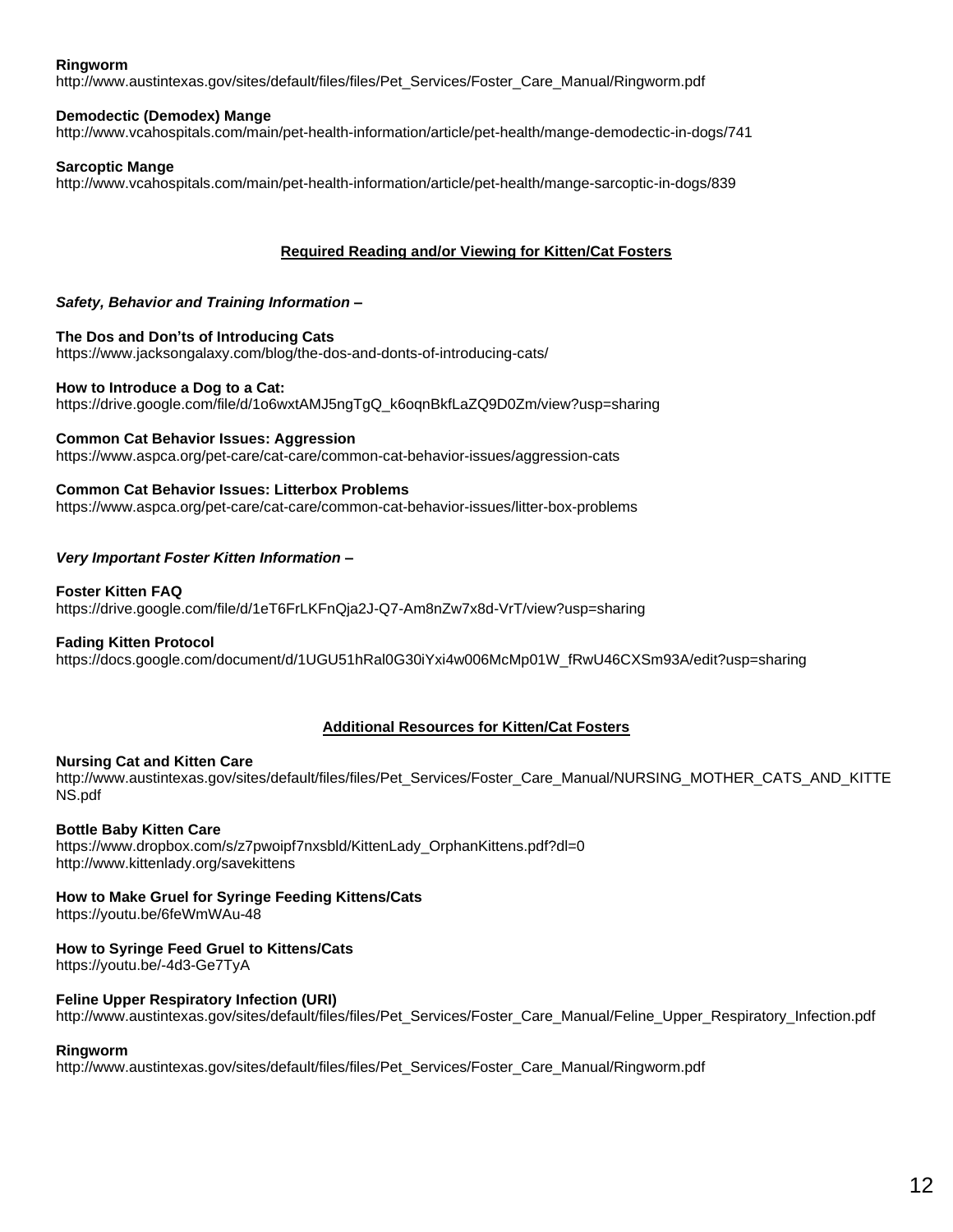**Ringworm**
http://www.austintexas.gov/sites/default/files/files/Pet_Services/Foster_Care_Manual/Ringworm.pdf

**Demodectic (Demodex) Mange**
http://www.vcahospitals.com/main/pet-health-information/article/pet-health/mange-demodectic-in-dogs/741

**Sarcoptic Mange**
http://www.vcahospitals.com/main/pet-health-information/article/pet-health/mange-sarcoptic-in-dogs/839

## Required Reading and/or Viewing for Kitten/Cat Fosters

***Safety, Behavior and Training Information –***

**The Dos and Don'ts of Introducing Cats**
https://www.jacksongalaxy.com/blog/the-dos-and-donts-of-introducing-cats/

**How to Introduce a Dog to a Cat:**
https://drive.google.com/file/d/1o6wxtAMJ5ngTgQ_k6oqnBkfLaZQ9D0Zm/view?usp=sharing

**Common Cat Behavior Issues: Aggression**
https://www.aspca.org/pet-care/cat-care/common-cat-behavior-issues/aggression-cats

**Common Cat Behavior Issues: Litterbox Problems**
https://www.aspca.org/pet-care/cat-care/common-cat-behavior-issues/litter-box-problems

***Very Important Foster Kitten Information –***

**Foster Kitten FAQ**
https://drive.google.com/file/d/1eT6FrLKFnQja2J-Q7-Am8nZw7x8d-VrT/view?usp=sharing

**Fading Kitten Protocol**
https://docs.google.com/document/d/1UGU51hRal0G30iYxi4w006McMp01W_fRwU46CXSm93A/edit?usp=sharing

## Additional Resources for Kitten/Cat Fosters

**Nursing Cat and Kitten Care**
http://www.austintexas.gov/sites/default/files/files/Pet_Services/Foster_Care_Manual/NURSING_MOTHER_CATS_AND_KITTENS.pdf

**Bottle Baby Kitten Care**
https://www.dropbox.com/s/z7pwoipf7nxsbld/KittenLady_OrphanKittens.pdf?dl=0
http://www.kittenlady.org/savekittens

**How to Make Gruel for Syringe Feeding Kittens/Cats**
https://youtu.be/6feWmWAu-48

**How to Syringe Feed Gruel to Kittens/Cats**
https://youtu.be/-4d3-Ge7TyA

**Feline Upper Respiratory Infection (URI)**
http://www.austintexas.gov/sites/default/files/files/Pet_Services/Foster_Care_Manual/Feline_Upper_Respiratory_Infection.pdf

**Ringworm**
http://www.austintexas.gov/sites/default/files/files/Pet_Services/Foster_Care_Manual/Ringworm.pdf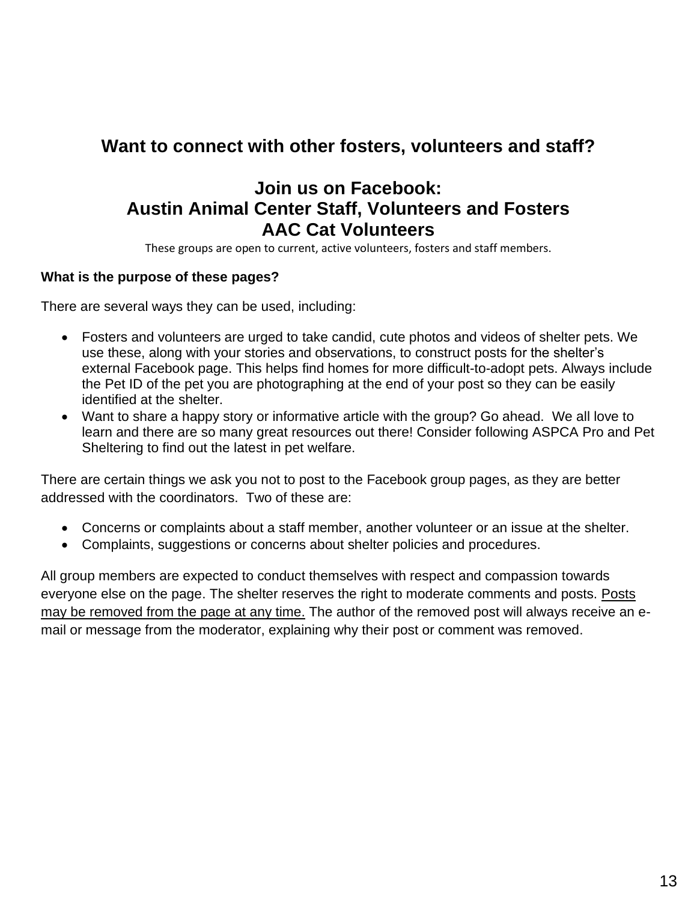## Want to connect with other fosters, volunteers and staff?

## Join us on Facebook:
## Austin Animal Center Staff, Volunteers and Fosters
## AAC Cat Volunteers

These groups are open to current, active volunteers, fosters and staff members.

**What is the purpose of these pages?**

There are several ways they can be used, including:

- Fosters and volunteers are urged to take candid, cute photos and videos of shelter pets. We use these, along with your stories and observations, to construct posts for the shelter's external Facebook page. This helps find homes for more difficult-to-adopt pets. Always include the Pet ID of the pet you are photographing at the end of your post so they can be easily identified at the shelter.
- Want to share a happy story or informative article with the group? Go ahead. We all love to learn and there are so many great resources out there! Consider following ASPCA Pro and Pet Sheltering to find out the latest in pet welfare.

There are certain things we ask you not to post to the Facebook group pages, as they are better addressed with the coordinators. Two of these are:

- Concerns or complaints about a staff member, another volunteer or an issue at the shelter.
- Complaints, suggestions or concerns about shelter policies and procedures.

All group members are expected to conduct themselves with respect and compassion towards everyone else on the page. The shelter reserves the right to moderate comments and posts. <u>Posts may be removed from the page at any time.</u> The author of the removed post will always receive an e-mail or message from the moderator, explaining why their post or comment was removed.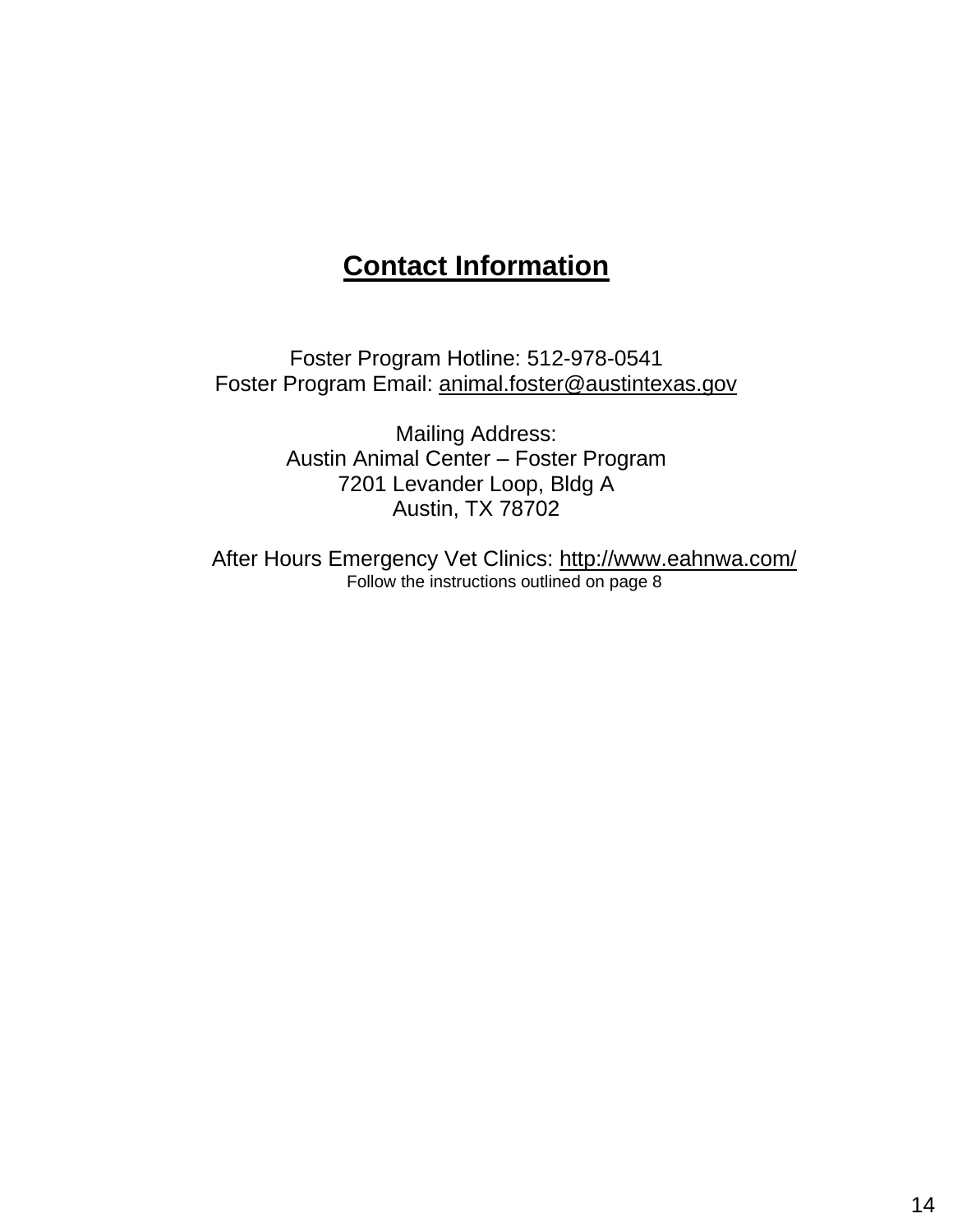# Contact Information

Foster Program Hotline: 512-978-0541
Foster Program Email: animal.foster@austintexas.gov

Mailing Address:
Austin Animal Center – Foster Program
7201 Levander Loop, Bldg A
Austin, TX 78702

After Hours Emergency Vet Clinics: http://www.eahnwa.com/
Follow the instructions outlined on page 8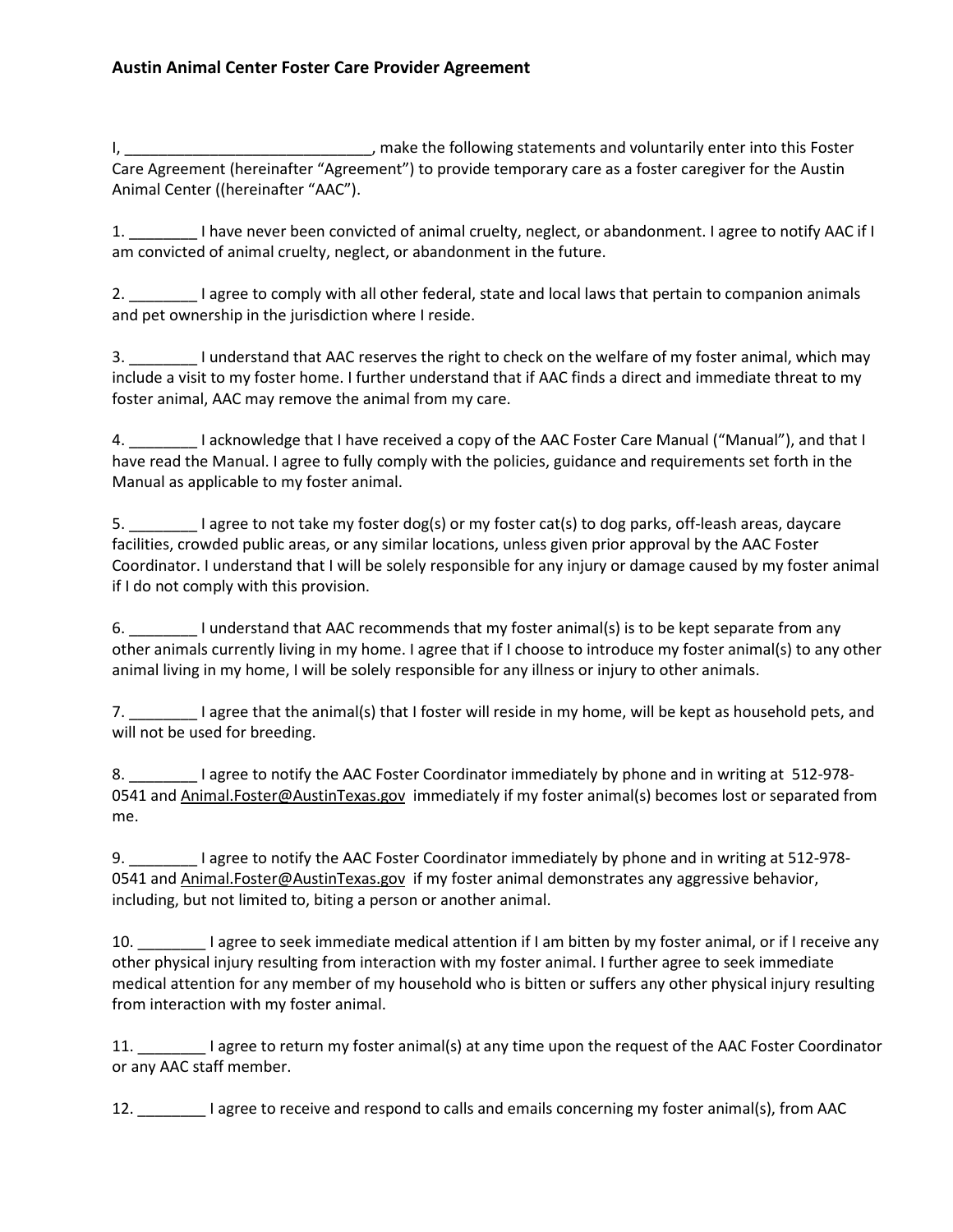### Austin Animal Center Foster Care Provider Agreement

I, _____________________________, make the following statements and voluntarily enter into this Foster Care Agreement (hereinafter "Agreement") to provide temporary care as a foster caregiver for the Austin Animal Center ((hereinafter "AAC").

1. ________ I have never been convicted of animal cruelty, neglect, or abandonment. I agree to notify AAC if I am convicted of animal cruelty, neglect, or abandonment in the future.

2. ________ I agree to comply with all other federal, state and local laws that pertain to companion animals and pet ownership in the jurisdiction where I reside.

3. ________ I understand that AAC reserves the right to check on the welfare of my foster animal, which may include a visit to my foster home. I further understand that if AAC finds a direct and immediate threat to my foster animal, AAC may remove the animal from my care.

4. ________ I acknowledge that I have received a copy of the AAC Foster Care Manual ("Manual"), and that I have read the Manual. I agree to fully comply with the policies, guidance and requirements set forth in the Manual as applicable to my foster animal.

5. ________ I agree to not take my foster dog(s) or my foster cat(s) to dog parks, off-leash areas, daycare facilities, crowded public areas, or any similar locations, unless given prior approval by the AAC Foster Coordinator. I understand that I will be solely responsible for any injury or damage caused by my foster animal if I do not comply with this provision.

6. ________ I understand that AAC recommends that my foster animal(s) is to be kept separate from any other animals currently living in my home. I agree that if I choose to introduce my foster animal(s) to any other animal living in my home, I will be solely responsible for any illness or injury to other animals.

7. ________ I agree that the animal(s) that I foster will reside in my home, will be kept as household pets, and will not be used for breeding.

8. ________ I agree to notify the AAC Foster Coordinator immediately by phone and in writing at 512-978-0541 and Animal.Foster@AustinTexas.gov immediately if my foster animal(s) becomes lost or separated from me.

9. ________ I agree to notify the AAC Foster Coordinator immediately by phone and in writing at 512-978-0541 and Animal.Foster@AustinTexas.gov if my foster animal demonstrates any aggressive behavior, including, but not limited to, biting a person or another animal.

10. ________ I agree to seek immediate medical attention if I am bitten by my foster animal, or if I receive any other physical injury resulting from interaction with my foster animal. I further agree to seek immediate medical attention for any member of my household who is bitten or suffers any other physical injury resulting from interaction with my foster animal.

11. ________ I agree to return my foster animal(s) at any time upon the request of the AAC Foster Coordinator or any AAC staff member.

12. ________ I agree to receive and respond to calls and emails concerning my foster animal(s), from AAC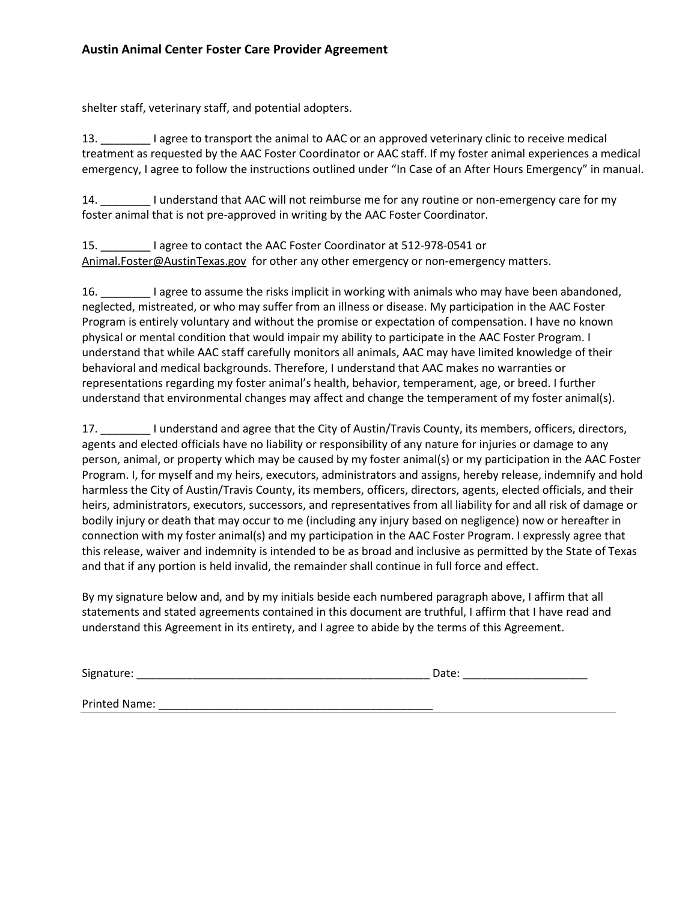shelter staff, veterinary staff, and potential adopters.

13. ________ I agree to transport the animal to AAC or an approved veterinary clinic to receive medical treatment as requested by the AAC Foster Coordinator or AAC staff. If my foster animal experiences a medical emergency, I agree to follow the instructions outlined under "In Case of an After Hours Emergency" in manual.

14. ________ I understand that AAC will not reimburse me for any routine or non-emergency care for my foster animal that is not pre-approved in writing by the AAC Foster Coordinator.

15. ________ I agree to contact the AAC Foster Coordinator at 512-978-0541 or Animal.Foster@AustinTexas.gov for other any other emergency or non-emergency matters.

16. ________ I agree to assume the risks implicit in working with animals who may have been abandoned, neglected, mistreated, or who may suffer from an illness or disease. My participation in the AAC Foster Program is entirely voluntary and without the promise or expectation of compensation. I have no known physical or mental condition that would impair my ability to participate in the AAC Foster Program. I understand that while AAC staff carefully monitors all animals, AAC may have limited knowledge of their behavioral and medical backgrounds. Therefore, I understand that AAC makes no warranties or representations regarding my foster animal's health, behavior, temperament, age, or breed. I further understand that environmental changes may affect and change the temperament of my foster animal(s).

17. ________ I understand and agree that the City of Austin/Travis County, its members, officers, directors, agents and elected officials have no liability or responsibility of any nature for injuries or damage to any person, animal, or property which may be caused by my foster animal(s) or my participation in the AAC Foster Program. I, for myself and my heirs, executors, administrators and assigns, hereby release, indemnify and hold harmless the City of Austin/Travis County, its members, officers, directors, agents, elected officials, and their heirs, administrators, executors, successors, and representatives from all liability for and all risk of damage or bodily injury or death that may occur to me (including any injury based on negligence) now or hereafter in connection with my foster animal(s) and my participation in the AAC Foster Program. I expressly agree that this release, waiver and indemnity is intended to be as broad and inclusive as permitted by the State of Texas and that if any portion is held invalid, the remainder shall continue in full force and effect.

By my signature below and, and by my initials beside each numbered paragraph above, I affirm that all statements and stated agreements contained in this document are truthful, I affirm that I have read and understand this Agreement in its entirety, and I agree to abide by the terms of this Agreement.

Signature: ______________________________________________ Date: ____________________

Printed Name: ____________________________________________